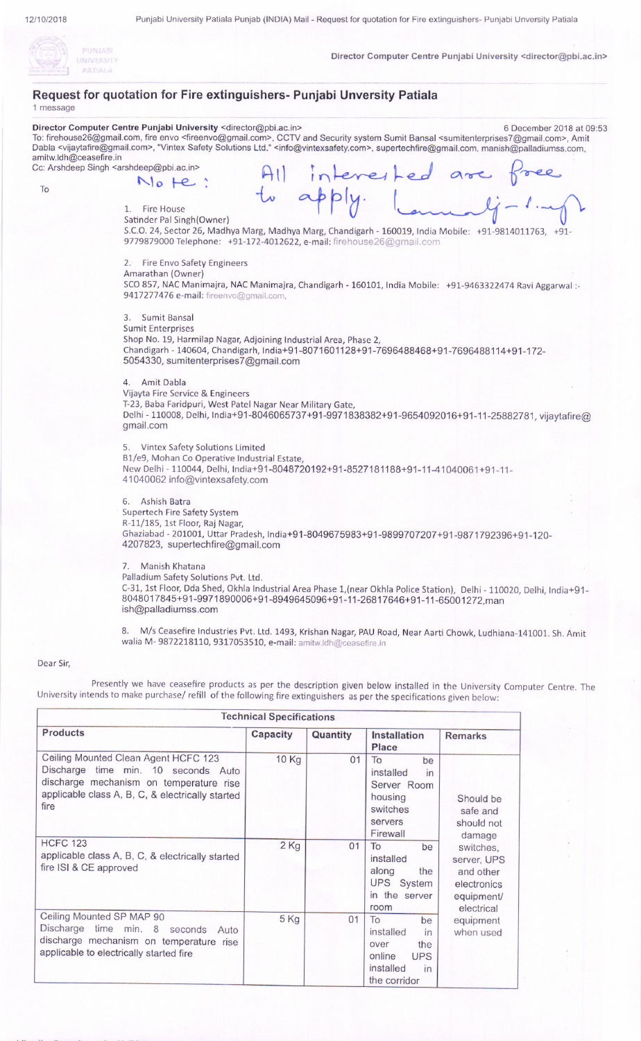## Request for quotation for Fire extinguishers- Punjabi Unversity Patiala

1 message

**Director Computer Centre Punjabi University** <director@pbi.ac.in> 6 December 2018 at 09:53

To: firehouse26@gmail.com, fire envo <fireenvo@gmail.com>, CCTV and Security system Sumit Bansal <sumitenterprises7@gmail.com>, Amit Dabla <vijaytafire@gmail.com>, "Vintex Safety Solutions Ltd." <info@vintexsafety.com>, supertechfire@gmail.com, manish@palladiumss.com, amitw.ldh@ceasefire.in

Cc: Arshdeep Singh <arshdeep@pbi.ac.in>

To

Note: All interested are free to apply.

1. Fire House
   Satinder Pal Singh(Owner)
   S.C.O. 24, Sector 26, Madhya Marg, Madhya Marg, Chandigarh - 160019, India Mobile: +91-9814011763, +91-9779879000 Telephone: +91-172-4012622, e-mail: firehouse26@gmail.com

2. Fire Envo Safety Engineers
   Amarathan (Owner)
   SCO 857, NAC Manimajra, NAC Manimajra, Chandigarh - 160101, India Mobile: +91-9463322474 Ravi Aggarwal :- 9417277476 e-mail: fireenvo@gmail.com,

3. Sumit Bansal
   Sumit Enterprises
   Shop No. 19, Harmilap Nagar, Adjoining Industrial Area, Phase 2,
   Chandigarh - 140604, Chandigarh, India+91-8071601128+91-7696488468+91-7696488114+91-172-5054330, sumitenterprises7@gmail.com

4. Amit Dabla
   Vijayta Fire Service & Engineers
   T-23, Baba Faridpuri, West Patel Nagar Near Military Gate,
   Delhi - 110008, Delhi, India+91-8046065737+91-9971838382+91-9654092016+91-11-25882781, vijaytafire@gmail.com

5. Vintex Safety Solutions Limited
   B1/e9, Mohan Co Operative Industrial Estate,
   New Delhi - 110044, Delhi, India+91-8048720192+91-8527181188+91-11-41040061+91-11-41040062 info@vintexsafety.com

6. Ashish Batra
   Supertech Fire Safety System
   R-11/185, 1st Floor, Raj Nagar,
   Ghaziabad - 201001, Uttar Pradesh, India+91-8049675983+91-9899707207+91-9871792396+91-120-4207823, supertechfire@gmail.com

7. Manish Khatana
   Palladium Safety Solutions Pvt. Ltd.
   C-31, 1st Floor, Dda Shed, Okhla Industrial Area Phase 1,(near Okhla Police Station), Delhi - 110020, Delhi, India+91-8048017845+91-9971890006+91-8949645096+91-11-26817646+91-11-65001272,manish@palladiumss.com

8. M/s Ceasefire Industries Pvt. Ltd. 1493, Krishan Nagar, PAU Road, Near Aarti Chowk, Ludhiana-141001. Sh. Amit walia M- 9872218110, 9317053510, e-mail: amitw.ldh@ceasefire.in

Dear Sir,

Presently we have ceasefire products as per the description given below installed in the University Computer Centre. The University intends to make purchase/ refill of the following fire extinguishers as per the specifications given below:

| Technical Specifications | | | | |
|---|---|---|---|---|
| **Products** | **Capacity** | **Quantity** | **Installation Place** | **Remarks** |
| Ceiling Mounted Clean Agent HCFC 123 Discharge time min. 10 seconds Auto discharge mechanism on temperature rise applicable class A, B, C, & electrically started fire | 10 Kg | 01 | To be installed in Server Room housing switches servers Firewall | Should be safe and should not damage switches, server, UPS and other electronics equipment/ electrical equipment when used |
| HCFC 123 applicable class A, B, C, & electrically started fire ISI & CE approved | 2 Kg | 01 | To be installed along the UPS System in the server room | |
| Ceiling Mounted SP MAP 90 Discharge time min. 8 seconds Auto discharge mechanism on temperature rise applicable to electrically started fire | 5 Kg | 01 | To be installed in over the online UPS installed in the corridor | |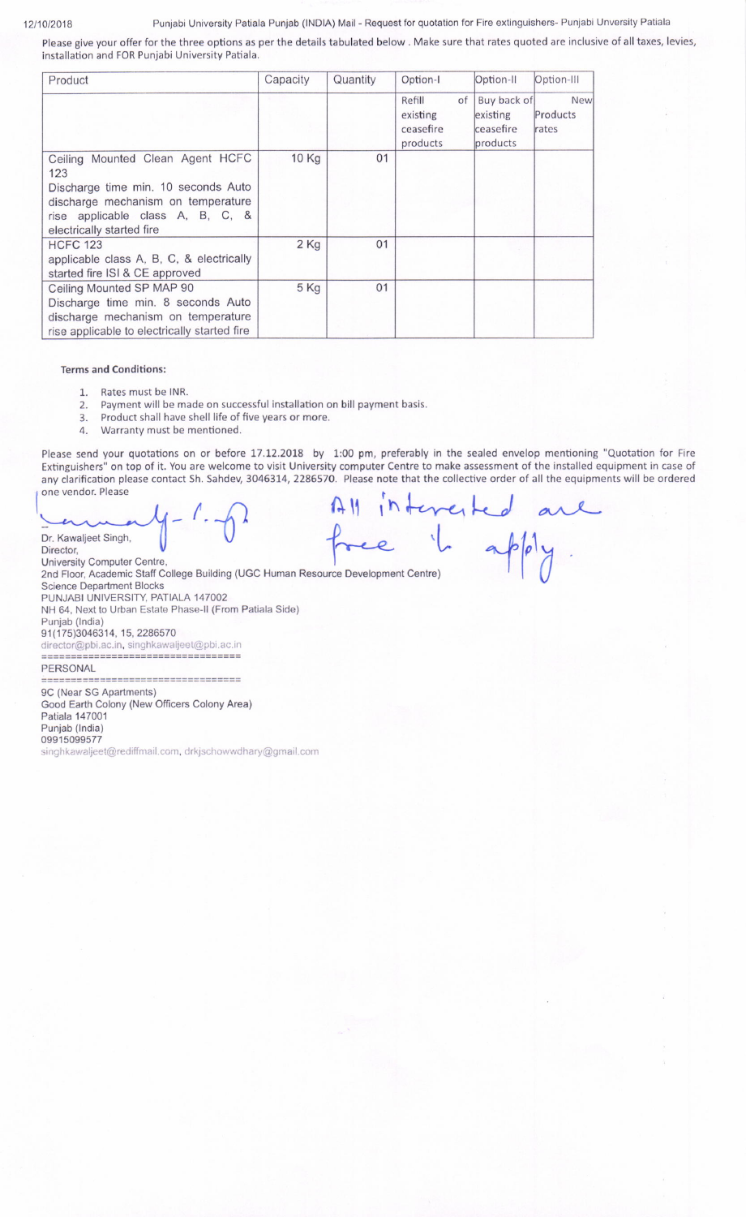Please give your offer for the three options as per the details tabulated below . Make sure that rates quoted are inclusive of all taxes, levies, installation and FOR Punjabi University Patiala.

| Product | Capacity | Quantity | Option-I | Option-II | Option-III |
|---|---|---|---|---|---|
| | | | Refill of existing ceasefire products | Buy back of existing ceasefire products | New Products rates |
| Ceiling Mounted Clean Agent HCFC 123 Discharge time min. 10 seconds Auto discharge mechanism on temperature rise applicable class A, B, C, & electrically started fire | 10 Kg | 01 | | | |
| HCFC 123 applicable class A, B, C, & electrically started fire ISI & CE approved | 2 Kg | 01 | | | |
| Ceiling Mounted SP MAP 90 Discharge time min. 8 seconds Auto discharge mechanism on temperature rise applicable to electrically started fire | 5 Kg | 01 | | | |

**Terms and Conditions:**

1. Rates must be INR.
2. Payment will be made on successful installation on bill payment basis.
3. Product shall have shell life of five years or more.
4. Warranty must be mentioned.

Please send your quotations on or before 17.12.2018 by 1:00 pm, preferably in the sealed envelop mentioning "Quotation for Fire Extinguishers" on top of it. You are welcome to visit University computer Centre to make assessment of the installed equipment in case of any clarification please contact Sh. Sahdev, 3046314, 2286570. Please note that the collective order of all the equipments will be ordered one vendor. Please

All interested are free to apply.

--
Dr. Kawaljeet Singh,
Director,
University Computer Centre,
2nd Floor, Academic Staff College Building (UGC Human Resource Development Centre)
Science Department Blocks
PUNJABI UNIVERSITY, PATIALA 147002
NH 64, Next to Urban Estate Phase-II (From Patiala Side)
Punjab (India)
91(175)3046314, 15, 2286570
director@pbi.ac.in, singhkawaljeet@pbi.ac.in

==================================
PERSONAL
==================================

9C (Near SG Apartments)
Good Earth Colony (New Officers Colony Area)
Patiala 147001
Punjab (India)
09915099577
singhkawaljeet@rediffmail.com, drkjschowwdhary@gmail.com